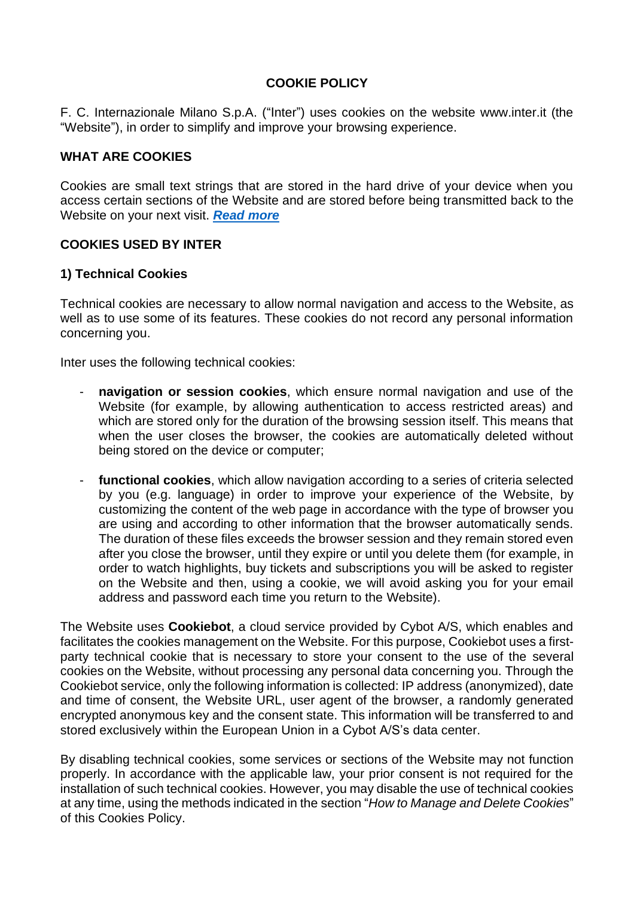# COOKIE POLICY

F. C. Internazionale Milano S.p.A. ("Inter") uses cookies on the website www.inter.it (the "Website"), in order to simplify and improve your browsing experience.

## WHAT ARE COOKIES

Cookies are small text strings that are stored in the hard drive of your device when you access certain sections of the Website and are stored before being transmitted back to the Website on your next visit. ***Read more***

## COOKIES USED BY INTER

### 1) Technical Cookies

Technical cookies are necessary to allow normal navigation and access to the Website, as well as to use some of its features. These cookies do not record any personal information concerning you.

Inter uses the following technical cookies:

- **navigation or session cookies**, which ensure normal navigation and use of the Website (for example, by allowing authentication to access restricted areas) and which are stored only for the duration of the browsing session itself. This means that when the user closes the browser, the cookies are automatically deleted without being stored on the device or computer;

- **functional cookies**, which allow navigation according to a series of criteria selected by you (e.g. language) in order to improve your experience of the Website, by customizing the content of the web page in accordance with the type of browser you are using and according to other information that the browser automatically sends. The duration of these files exceeds the browser session and they remain stored even after you close the browser, until they expire or until you delete them (for example, in order to watch highlights, buy tickets and subscriptions you will be asked to register on the Website and then, using a cookie, we will avoid asking you for your email address and password each time you return to the Website).

The Website uses **Cookiebot**, a cloud service provided by Cybot A/S, which enables and facilitates the cookies management on the Website. For this purpose, Cookiebot uses a first-party technical cookie that is necessary to store your consent to the use of the several cookies on the Website, without processing any personal data concerning you. Through the Cookiebot service, only the following information is collected: IP address (anonymized), date and time of consent, the Website URL, user agent of the browser, a randomly generated encrypted anonymous key and the consent state. This information will be transferred to and stored exclusively within the European Union in a Cybot A/S's data center.

By disabling technical cookies, some services or sections of the Website may not function properly. In accordance with the applicable law, your prior consent is not required for the installation of such technical cookies. However, you may disable the use of technical cookies at any time, using the methods indicated in the section "*How to Manage and Delete Cookies*" of this Cookies Policy.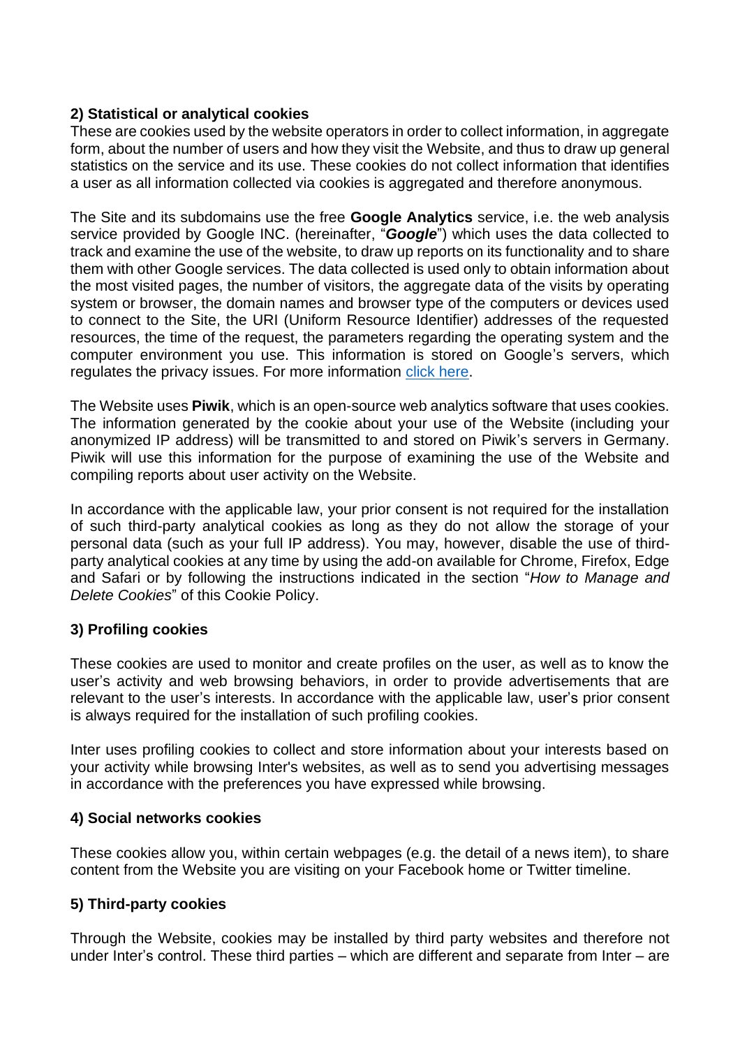**2) Statistical or analytical cookies**

These are cookies used by the website operators in order to collect information, in aggregate form, about the number of users and how they visit the Website, and thus to draw up general statistics on the service and its use. These cookies do not collect information that identifies a user as all information collected via cookies is aggregated and therefore anonymous.

The Site and its subdomains use the free **Google Analytics** service, i.e. the web analysis service provided by Google INC. (hereinafter, "***Google***") which uses the data collected to track and examine the use of the website, to draw up reports on its functionality and to share them with other Google services. The data collected is used only to obtain information about the most visited pages, the number of visitors, the aggregate data of the visits by operating system or browser, the domain names and browser type of the computers or devices used to connect to the Site, the URI (Uniform Resource Identifier) addresses of the requested resources, the time of the request, the parameters regarding the operating system and the computer environment you use. This information is stored on Google's servers, which regulates the privacy issues. For more information click here.

The Website uses **Piwik**, which is an open-source web analytics software that uses cookies. The information generated by the cookie about your use of the Website (including your anonymized IP address) will be transmitted to and stored on Piwik's servers in Germany. Piwik will use this information for the purpose of examining the use of the Website and compiling reports about user activity on the Website.

In accordance with the applicable law, your prior consent is not required for the installation of such third-party analytical cookies as long as they do not allow the storage of your personal data (such as your full IP address). You may, however, disable the use of third-party analytical cookies at any time by using the add-on available for Chrome, Firefox, Edge and Safari or by following the instructions indicated in the section "*How to Manage and Delete Cookies*" of this Cookie Policy.

**3) Profiling cookies**

These cookies are used to monitor and create profiles on the user, as well as to know the user's activity and web browsing behaviors, in order to provide advertisements that are relevant to the user's interests. In accordance with the applicable law, user's prior consent is always required for the installation of such profiling cookies.

Inter uses profiling cookies to collect and store information about your interests based on your activity while browsing Inter's websites, as well as to send you advertising messages in accordance with the preferences you have expressed while browsing.

**4) Social networks cookies**

These cookies allow you, within certain webpages (e.g. the detail of a news item), to share content from the Website you are visiting on your Facebook home or Twitter timeline.

**5) Third-party cookies**

Through the Website, cookies may be installed by third party websites and therefore not under Inter's control. These third parties – which are different and separate from Inter – are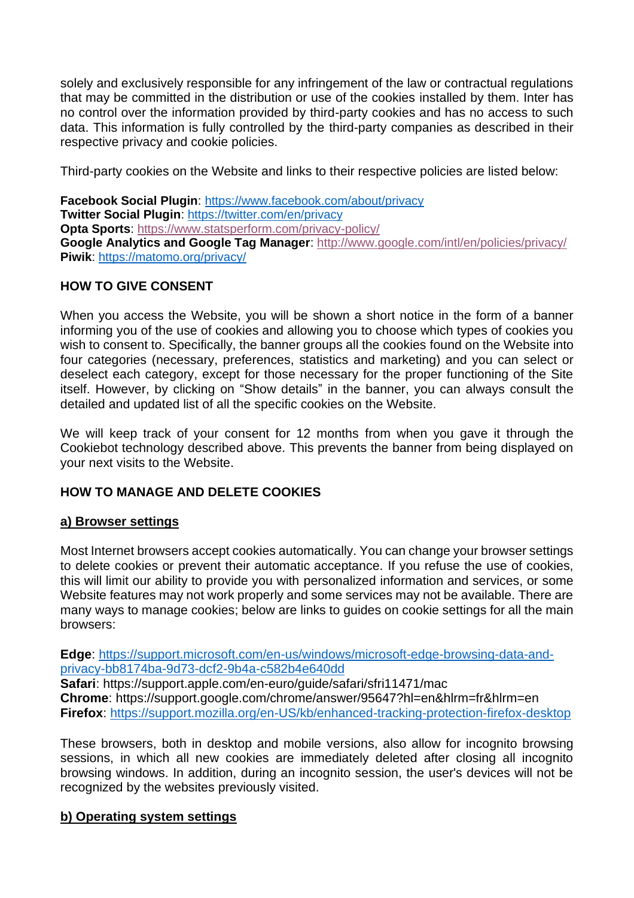solely and exclusively responsible for any infringement of the law or contractual regulations that may be committed in the distribution or use of the cookies installed by them. Inter has no control over the information provided by third-party cookies and has no access to such data. This information is fully controlled by the third-party companies as described in their respective privacy and cookie policies.

Third-party cookies on the Website and links to their respective policies are listed below:

**Facebook Social Plugin**: https://www.facebook.com/about/privacy
**Twitter Social Plugin**: https://twitter.com/en/privacy
**Opta Sports**: https://www.statsperform.com/privacy-policy/
**Google Analytics and Google Tag Manager**: http://www.google.com/intl/en/policies/privacy/
**Piwik**: https://matomo.org/privacy/

**HOW TO GIVE CONSENT**

When you access the Website, you will be shown a short notice in the form of a banner informing you of the use of cookies and allowing you to choose which types of cookies you wish to consent to. Specifically, the banner groups all the cookies found on the Website into four categories (necessary, preferences, statistics and marketing) and you can select or deselect each category, except for those necessary for the proper functioning of the Site itself. However, by clicking on "Show details" in the banner, you can always consult the detailed and updated list of all the specific cookies on the Website.

We will keep track of your consent for 12 months from when you gave it through the Cookiebot technology described above. This prevents the banner from being displayed on your next visits to the Website.

**HOW TO MANAGE AND DELETE COOKIES**

**a) Browser settings**

Most Internet browsers accept cookies automatically. You can change your browser settings to delete cookies or prevent their automatic acceptance. If you refuse the use of cookies, this will limit our ability to provide you with personalized information and services, or some Website features may not work properly and some services may not be available. There are many ways to manage cookies; below are links to guides on cookie settings for all the main browsers:

**Edge**: https://support.microsoft.com/en-us/windows/microsoft-edge-browsing-data-and-privacy-bb8174ba-9d73-dcf2-9b4a-c582b4e640dd
**Safari**: https://support.apple.com/en-euro/guide/safari/sfri11471/mac
**Chrome**: https://support.google.com/chrome/answer/95647?hl=en&hlrm=fr&hlrm=en
**Firefox**: https://support.mozilla.org/en-US/kb/enhanced-tracking-protection-firefox-desktop

These browsers, both in desktop and mobile versions, also allow for incognito browsing sessions, in which all new cookies are immediately deleted after closing all incognito browsing windows. In addition, during an incognito session, the user's devices will not be recognized by the websites previously visited.

**b) Operating system settings**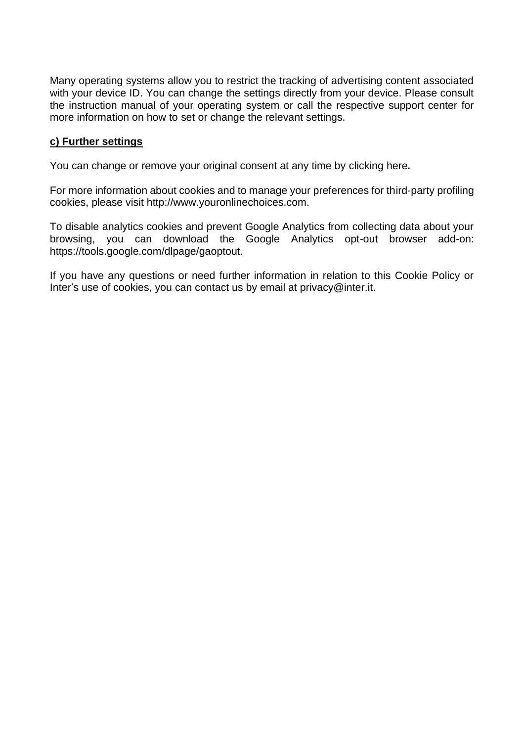Many operating systems allow you to restrict the tracking of advertising content associated with your device ID. You can change the settings directly from your device. Please consult the instruction manual of your operating system or call the respective support center for more information on how to set or change the relevant settings.

**c) Further settings**

You can change or remove your original consent at any time by clicking here*.*

For more information about cookies and to manage your preferences for third-party profiling cookies, please visit http://www.youronlinechoices.com.

To disable analytics cookies and prevent Google Analytics from collecting data about your browsing, you can download the Google Analytics opt-out browser add-on: https://tools.google.com/dlpage/gaoptout.

If you have any questions or need further information in relation to this Cookie Policy or Inter's use of cookies, you can contact us by email at privacy@inter.it.